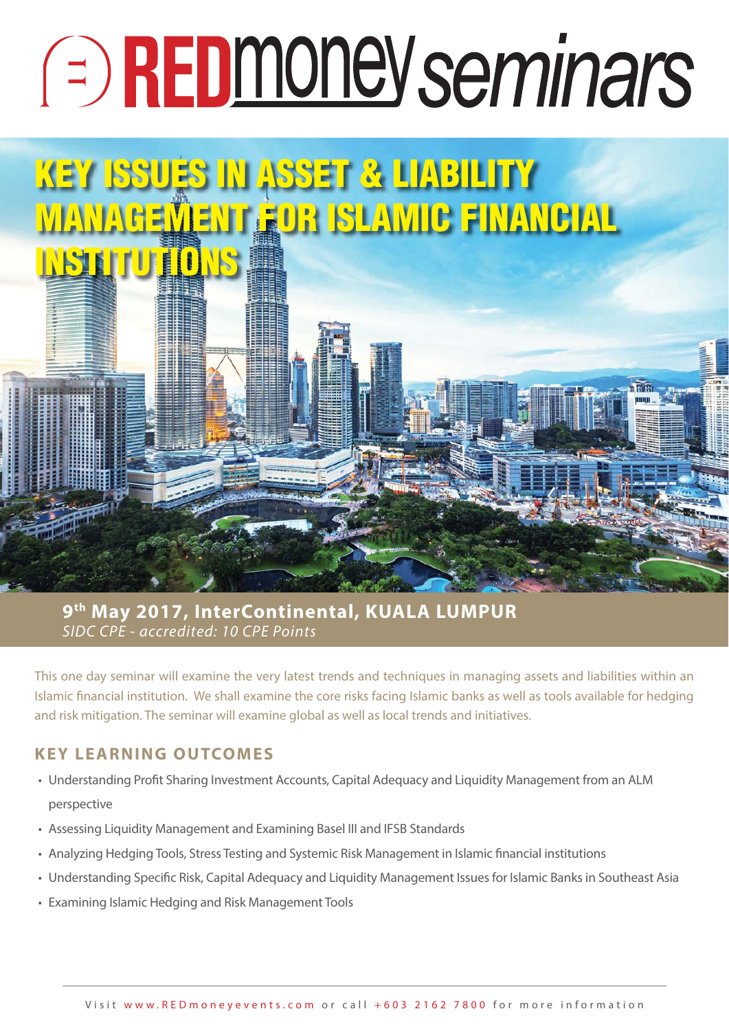# REDmoney seminars

# KEY ISSUES IN ASSET & LIABILITY MANAGEMENT FOR ISLAMIC FINANCIAL INSTITUTIONS

**9th May 2017, InterContinental, KUALA LUMPUR**
*SIDC CPE - accredited: 10 CPE Points*

This one day seminar will examine the very latest trends and techniques in managing assets and liabilities within an Islamic financial institution. We shall examine the core risks facing Islamic banks as well as tools available for hedging and risk mitigation. The seminar will examine global as well as local trends and initiatives.

## KEY LEARNING OUTCOMES

- Understanding Profit Sharing Investment Accounts, Capital Adequacy and Liquidity Management from an ALM perspective
- Assessing Liquidity Management and Examining Basel III and IFSB Standards
- Analyzing Hedging Tools, Stress Testing and Systemic Risk Management in Islamic financial institutions
- Understanding Specific Risk, Capital Adequacy and Liquidity Management Issues for Islamic Banks in Southeast Asia
- Examining Islamic Hedging and Risk Management Tools

Visit www.REDmoneyevents.com or call +603 2162 7800 for more information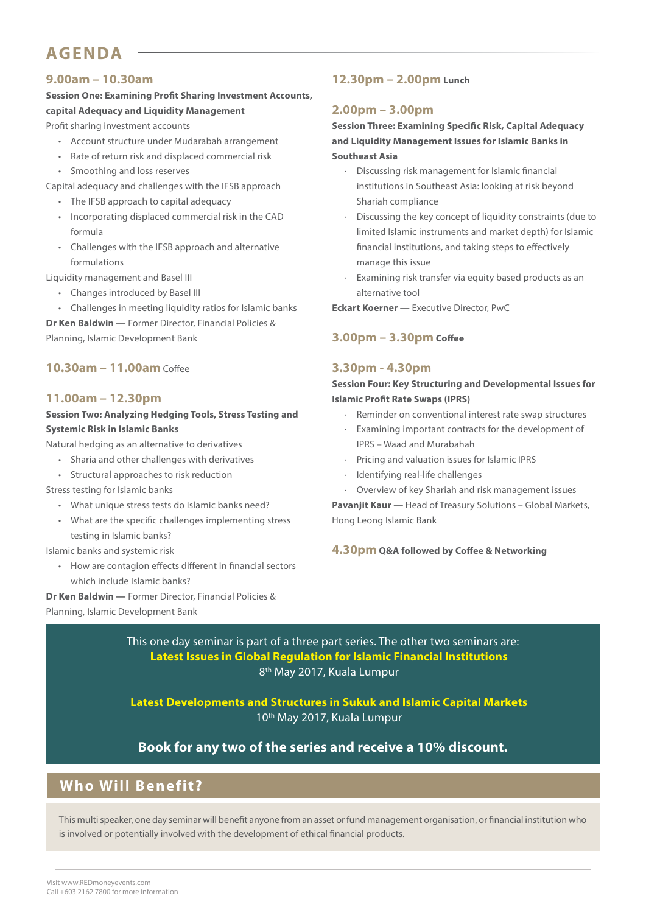# AGENDA

### 9.00am – 10.30am

**Session One: Examining Profit Sharing Investment Accounts, capital Adequacy and Liquidity Management**

Profit sharing investment accounts

- Account structure under Mudarabah arrangement
- Rate of return risk and displaced commercial risk
- Smoothing and loss reserves

Capital adequacy and challenges with the IFSB approach

- The IFSB approach to capital adequacy
- Incorporating displaced commercial risk in the CAD formula
- Challenges with the IFSB approach and alternative formulations

Liquidity management and Basel III

- Changes introduced by Basel III
- Challenges in meeting liquidity ratios for Islamic banks

**Dr Ken Baldwin —** Former Director, Financial Policies & Planning, Islamic Development Bank

### 10.30am – 11.00am Coffee

### 11.00am – 12.30pm

**Session Two: Analyzing Hedging Tools, Stress Testing and Systemic Risk in Islamic Banks**

Natural hedging as an alternative to derivatives

- Sharia and other challenges with derivatives
- Structural approaches to risk reduction

Stress testing for Islamic banks

- What unique stress tests do Islamic banks need?
- What are the specific challenges implementing stress testing in Islamic banks?

Islamic banks and systemic risk

- How are contagion effects different in financial sectors which include Islamic banks?

**Dr Ken Baldwin —** Former Director, Financial Policies & Planning, Islamic Development Bank

### 12.30pm – 2.00pm Lunch

### 2.00pm – 3.00pm

**Session Three: Examining Specific Risk, Capital Adequacy and Liquidity Management Issues for Islamic Banks in Southeast Asia**

- Discussing risk management for Islamic financial institutions in Southeast Asia: looking at risk beyond Shariah compliance
- Discussing the key concept of liquidity constraints (due to limited Islamic instruments and market depth) for Islamic financial institutions, and taking steps to effectively manage this issue
- Examining risk transfer via equity based products as an alternative tool

**Eckart Koerner —** Executive Director, PwC

### 3.00pm – 3.30pm Coffee

### 3.30pm - 4.30pm

**Session Four: Key Structuring and Developmental Issues for Islamic Profit Rate Swaps (IPRS)**

- Reminder on conventional interest rate swap structures
- Examining important contracts for the development of IPRS – Waad and Murabahah
- Pricing and valuation issues for Islamic IPRS
- Identifying real-life challenges
- Overview of key Shariah and risk management issues

**Pavanjit Kaur —** Head of Treasury Solutions – Global Markets, Hong Leong Islamic Bank

### 4.30pm Q&A followed by Coffee & Networking

This one day seminar is part of a three part series. The other two seminars are:

**Latest Issues in Global Regulation for Islamic Financial Institutions**
8th May 2017, Kuala Lumpur

**Latest Developments and Structures in Sukuk and Islamic Capital Markets**
10th May 2017, Kuala Lumpur

**Book for any two of the series and receive a 10% discount.**

## Who Will Benefit?

This multi speaker, one day seminar will benefit anyone from an asset or fund management organisation, or financial institution who is involved or potentially involved with the development of ethical financial products.

Visit www.REDmoneyevents.com
Call +603 2162 7800 for more information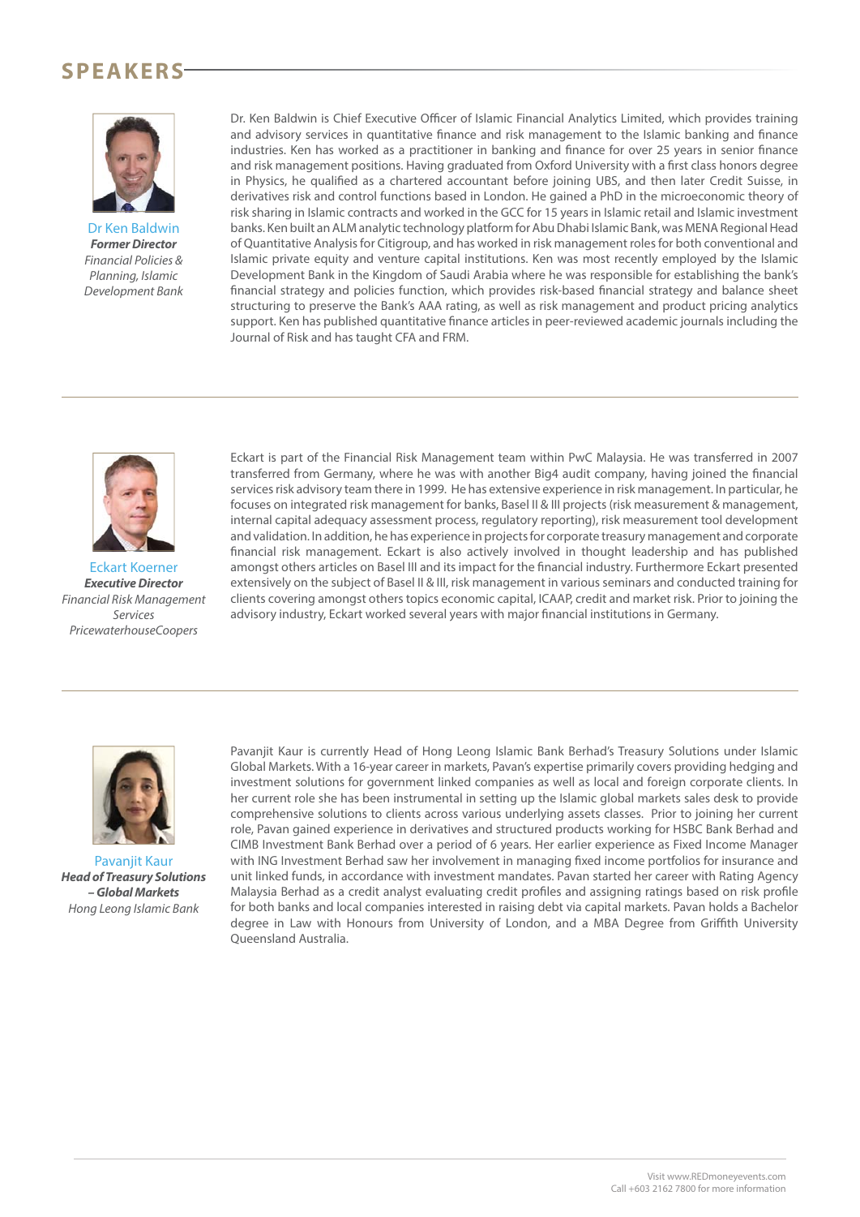## SPEAKERS

Dr Ken Baldwin
***Former Director***
*Financial Policies & Planning, Islamic Development Bank*

Dr. Ken Baldwin is Chief Executive Officer of Islamic Financial Analytics Limited, which provides training and advisory services in quantitative finance and risk management to the Islamic banking and finance industries. Ken has worked as a practitioner in banking and finance for over 25 years in senior finance and risk management positions. Having graduated from Oxford University with a first class honors degree in Physics, he qualified as a chartered accountant before joining UBS, and then later Credit Suisse, in derivatives risk and control functions based in London. He gained a PhD in the microeconomic theory of risk sharing in Islamic contracts and worked in the GCC for 15 years in Islamic retail and Islamic investment banks. Ken built an ALM analytic technology platform for Abu Dhabi Islamic Bank, was MENA Regional Head of Quantitative Analysis for Citigroup, and has worked in risk management roles for both conventional and Islamic private equity and venture capital institutions. Ken was most recently employed by the Islamic Development Bank in the Kingdom of Saudi Arabia where he was responsible for establishing the bank's financial strategy and policies function, which provides risk-based financial strategy and balance sheet structuring to preserve the Bank's AAA rating, as well as risk management and product pricing analytics support. Ken has published quantitative finance articles in peer-reviewed academic journals including the Journal of Risk and has taught CFA and FRM.

---

Eckart Koerner
***Executive Director***
*Financial Risk Management Services PricewaterhouseCoopers*

Eckart is part of the Financial Risk Management team within PwC Malaysia. He was transferred in 2007 transferred from Germany, where he was with another Big4 audit company, having joined the financial services risk advisory team there in 1999. He has extensive experience in risk management. In particular, he focuses on integrated risk management for banks, Basel II & III projects (risk measurement & management, internal capital adequacy assessment process, regulatory reporting), risk measurement tool development and validation. In addition, he has experience in projects for corporate treasury management and corporate financial risk management. Eckart is also actively involved in thought leadership and has published amongst others articles on Basel III and its impact for the financial industry. Furthermore Eckart presented extensively on the subject of Basel II & III, risk management in various seminars and conducted training for clients covering amongst others topics economic capital, ICAAP, credit and market risk. Prior to joining the advisory industry, Eckart worked several years with major financial institutions in Germany.

---

Pavanjit Kaur
***Head of Treasury Solutions – Global Markets***
*Hong Leong Islamic Bank*

Pavanjit Kaur is currently Head of Hong Leong Islamic Bank Berhad's Treasury Solutions under Islamic Global Markets. With a 16-year career in markets, Pavan's expertise primarily covers providing hedging and investment solutions for government linked companies as well as local and foreign corporate clients. In her current role she has been instrumental in setting up the Islamic global markets sales desk to provide comprehensive solutions to clients across various underlying assets classes. Prior to joining her current role, Pavan gained experience in derivatives and structured products working for HSBC Bank Berhad and CIMB Investment Bank Berhad over a period of 6 years. Her earlier experience as Fixed Income Manager with ING Investment Berhad saw her involvement in managing fixed income portfolios for insurance and unit linked funds, in accordance with investment mandates. Pavan started her career with Rating Agency Malaysia Berhad as a credit analyst evaluating credit profiles and assigning ratings based on risk profile for both banks and local companies interested in raising debt via capital markets. Pavan holds a Bachelor degree in Law with Honours from University of London, and a MBA Degree from Griffith University Queensland Australia.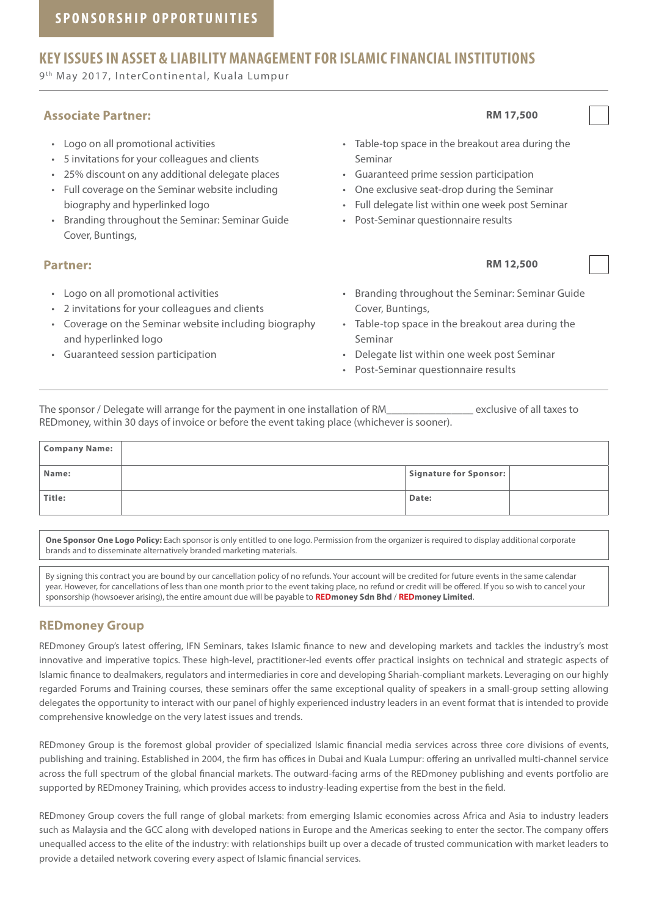## SPONSORSHIP OPPORTUNITIES

# KEY ISSUES IN ASSET & LIABILITY MANAGEMENT FOR ISLAMIC FINANCIAL INSTITUTIONS

9th May 2017, InterContinental, Kuala Lumpur

### Associate Partner: RM 17,500 ☐

- Logo on all promotional activities
- 5 invitations for your colleagues and clients
- 25% discount on any additional delegate places
- Full coverage on the Seminar website including biography and hyperlinked logo
- Branding throughout the Seminar: Seminar Guide Cover, Buntings,
- Table-top space in the breakout area during the Seminar
- Guaranteed prime session participation
- One exclusive seat-drop during the Seminar
- Full delegate list within one week post Seminar
- Post-Seminar questionnaire results

### Partner: RM 12,500 ☐

- Logo on all promotional activities
- 2 invitations for your colleagues and clients
- Coverage on the Seminar website including biography and hyperlinked logo
- Guaranteed session participation
- Branding throughout the Seminar: Seminar Guide Cover, Buntings,
- Table-top space in the breakout area during the Seminar
- Delegate list within one week post Seminar
- Post-Seminar questionnaire results

---

The sponsor / Delegate will arrange for the payment in one installation of RM________________ exclusive of all taxes to REDmoney, within 30 days of invoice or before the event taking place (whichever is sooner).

| **Company Name:** | | | |
|---|---|---|---|
| **Name:** | | **Signature for Sponsor:** | |
| **Title:** | | **Date:** | |

**One Sponsor One Logo Policy:** Each sponsor is only entitled to one logo. Permission from the organizer is required to display additional corporate brands and to disseminate alternatively branded marketing materials.

By signing this contract you are bound by our cancellation policy of no refunds. Your account will be credited for future events in the same calendar year. However, for cancellations of less than one month prior to the event taking place, no refund or credit will be offered. If you so wish to cancel your sponsorship (howsoever arising), the entire amount due will be payable to **REDmoney Sdn Bhd** / **REDmoney Limited**.

## REDmoney Group

REDmoney Group's latest offering, IFN Seminars, takes Islamic finance to new and developing markets and tackles the industry's most innovative and imperative topics. These high-level, practitioner-led events offer practical insights on technical and strategic aspects of Islamic finance to dealmakers, regulators and intermediaries in core and developing Shariah-compliant markets. Leveraging on our highly regarded Forums and Training courses, these seminars offer the same exceptional quality of speakers in a small-group setting allowing delegates the opportunity to interact with our panel of highly experienced industry leaders in an event format that is intended to provide comprehensive knowledge on the very latest issues and trends.

REDmoney Group is the foremost global provider of specialized Islamic financial media services across three core divisions of events, publishing and training. Established in 2004, the firm has offices in Dubai and Kuala Lumpur: offering an unrivalled multi-channel service across the full spectrum of the global financial markets. The outward-facing arms of the REDmoney publishing and events portfolio are supported by REDmoney Training, which provides access to industry-leading expertise from the best in the field.

REDmoney Group covers the full range of global markets: from emerging Islamic economies across Africa and Asia to industry leaders such as Malaysia and the GCC along with developed nations in Europe and the Americas seeking to enter the sector. The company offers unequalled access to the elite of the industry: with relationships built up over a decade of trusted communication with market leaders to provide a detailed network covering every aspect of Islamic financial services.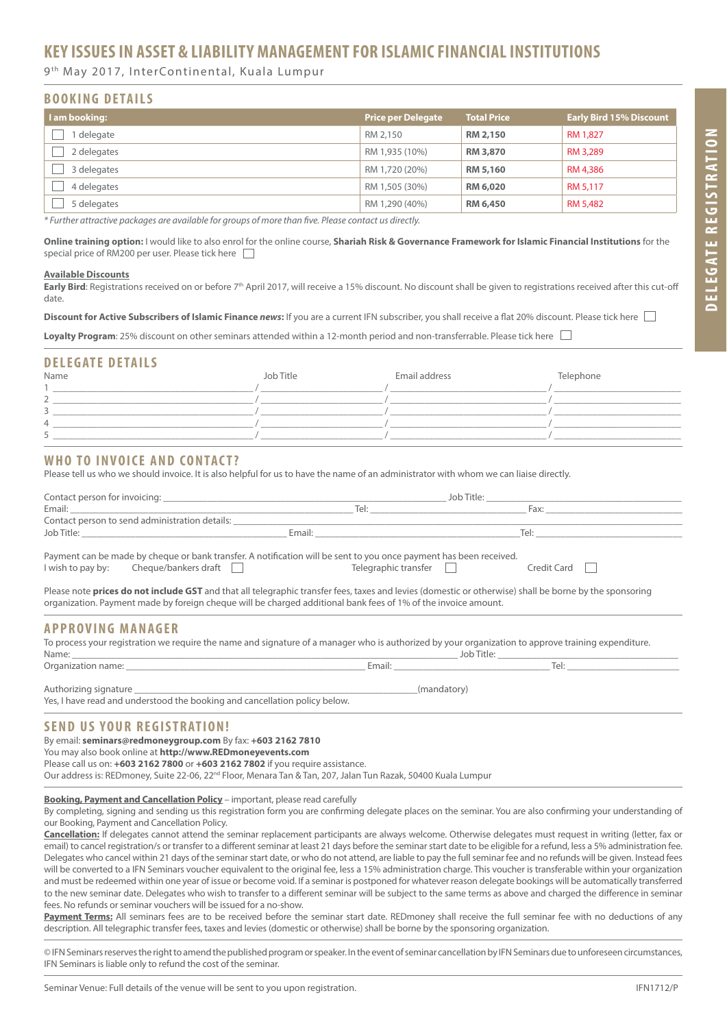# KEY ISSUES IN ASSET & LIABILITY MANAGEMENT FOR ISLAMIC FINANCIAL INSTITUTIONS

9th May 2017, InterContinental, Kuala Lumpur

DELEGATE REGISTRATION

## BOOKING DETAILS

| I am booking: | Price per Delegate | Total Price | Early Bird 15% Discount |
|---|---|---|---|
| ☐ 1 delegate | RM 2,150 | **RM 2,150** | RM 1,827 |
| ☐ 2 delegates | RM 1,935 (10%) | **RM 3,870** | RM 3,289 |
| ☐ 3 delegates | RM 1,720 (20%) | **RM 5,160** | RM 4,386 |
| ☐ 4 delegates | RM 1,505 (30%) | **RM 6,020** | RM 5,117 |
| ☐ 5 delegates | RM 1,290 (40%) | **RM 6,450** | RM 5,482 |

*\* Further attractive packages are available for groups of more than five. Please contact us directly.*

**Online training option:** I would like to also enrol for the online course, **Shariah Risk & Governance Framework for Islamic Financial Institutions** for the special price of RM200 per user. Please tick here ☐

**Available Discounts**

**Early Bird**: Registrations received on or before 7th April 2017, will receive a 15% discount. No discount shall be given to registrations received after this cut-off date.

**Discount for Active Subscribers of Islamic Finance *news*:** If you are a current IFN subscriber, you shall receive a flat 20% discount. Please tick here ☐

**Loyalty Program**: 25% discount on other seminars attended within a 12-month period and non-transferrable. Please tick here ☐

## DELEGATE DETAILS

| Name | Job Title | Email address | Telephone |
|---|---|---|---|
| 1 ______ | / ______ | / ______ | / ______ |
| 2 ______ | / ______ | / ______ | / ______ |
| 3 ______ | / ______ | / ______ | / ______ |
| 4 ______ | / ______ | / ______ | / ______ |
| 5 ______ | / ______ | / ______ | / ______ |

## WHO TO INVOICE AND CONTACT?

Please tell us who we should invoice. It is also helpful for us to have the name of an administrator with whom we can liaise directly.

Contact person for invoicing: ______ Job Title: ______

Email: ______ Tel: ______ Fax: ______

Contact person to send administration details: ______

Job Title: ______ Email: ______ Tel: ______

Payment can be made by cheque or bank transfer. A notification will be sent to you once payment has been received.

I wish to pay by: Cheque/bankers draft ☐ Telegraphic transfer ☐ Credit Card ☐

Please note **prices do not include GST** and that all telegraphic transfer fees, taxes and levies (domestic or otherwise) shall be borne by the sponsoring organization. Payment made by foreign cheque will be charged additional bank fees of 1% of the invoice amount.

## APPROVING MANAGER

To process your registration we require the name and signature of a manager who is authorized by your organization to approve training expenditure.

Name: ______ Job Title: ______

Organization name: ______ Email: ______ Tel: ______

Authorizing signature ______ (mandatory)

Yes, I have read and understood the booking and cancellation policy below.

## SEND US YOUR REGISTRATION!

By email: **seminars@redmoneygroup.com** By fax: **+603 2162 7810**

You may also book online at **http://www.REDmoneyevents.com**

Please call us on: **+603 2162 7800** or **+603 2162 7802** if you require assistance.

Our address is: REDmoney, Suite 22-06, 22nd Floor, Menara Tan & Tan, 207, Jalan Tun Razak, 50400 Kuala Lumpur

**Booking, Payment and Cancellation Policy** – important, please read carefully

By completing, signing and sending us this registration form you are confirming delegate places on the seminar. You are also confirming your understanding of our Booking, Payment and Cancellation Policy.

**Cancellation:** If delegates cannot attend the seminar replacement participants are always welcome. Otherwise delegates must request in writing (letter, fax or email) to cancel registration/s or transfer to a different seminar at least 21 days before the seminar start date to be eligible for a refund, less a 5% administration fee. Delegates who cancel within 21 days of the seminar start date, or who do not attend, are liable to pay the full seminar fee and no refunds will be given. Instead fees will be converted to a IFN Seminars voucher equivalent to the original fee, less a 15% administration charge. This voucher is transferable within your organization and must be redeemed within one year of issue or become void. If a seminar is postponed for whatever reason delegate bookings will be automatically transferred to the new seminar date. Delegates who wish to transfer to a different seminar will be subject to the same terms as above and charged the difference in seminar fees. No refunds or seminar vouchers will be issued for a no-show.

**Payment Terms:** All seminars fees are to be received before the seminar start date. REDmoney shall receive the full seminar fee with no deductions of any description. All telegraphic transfer fees, taxes and levies (domestic or otherwise) shall be borne by the sponsoring organization.

© IFN Seminars reserves the right to amend the published program or speaker. In the event of seminar cancellation by IFN Seminars due to unforeseen circumstances, IFN Seminars is liable only to refund the cost of the seminar.

Seminar Venue: Full details of the venue will be sent to you upon registration.

IFN1712/P